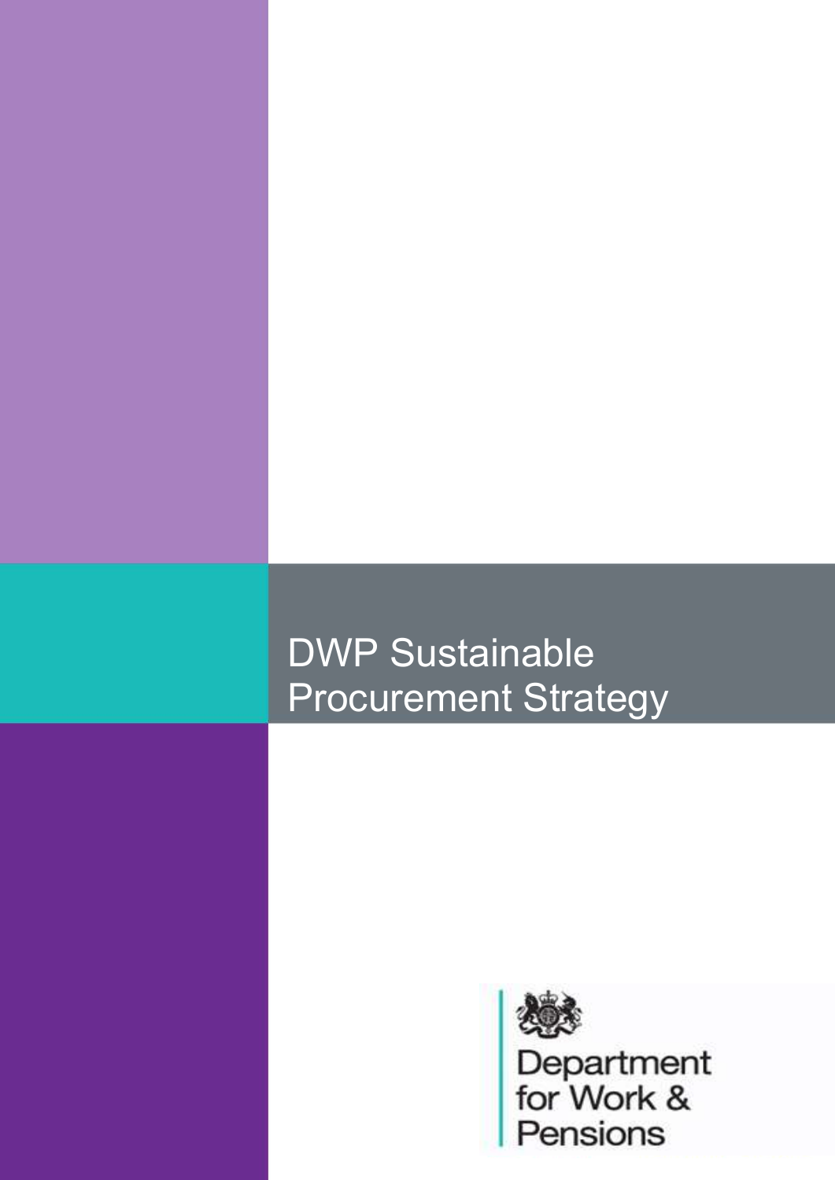# DWP Sustainable Procurement Strategy

Department for Work & Pensions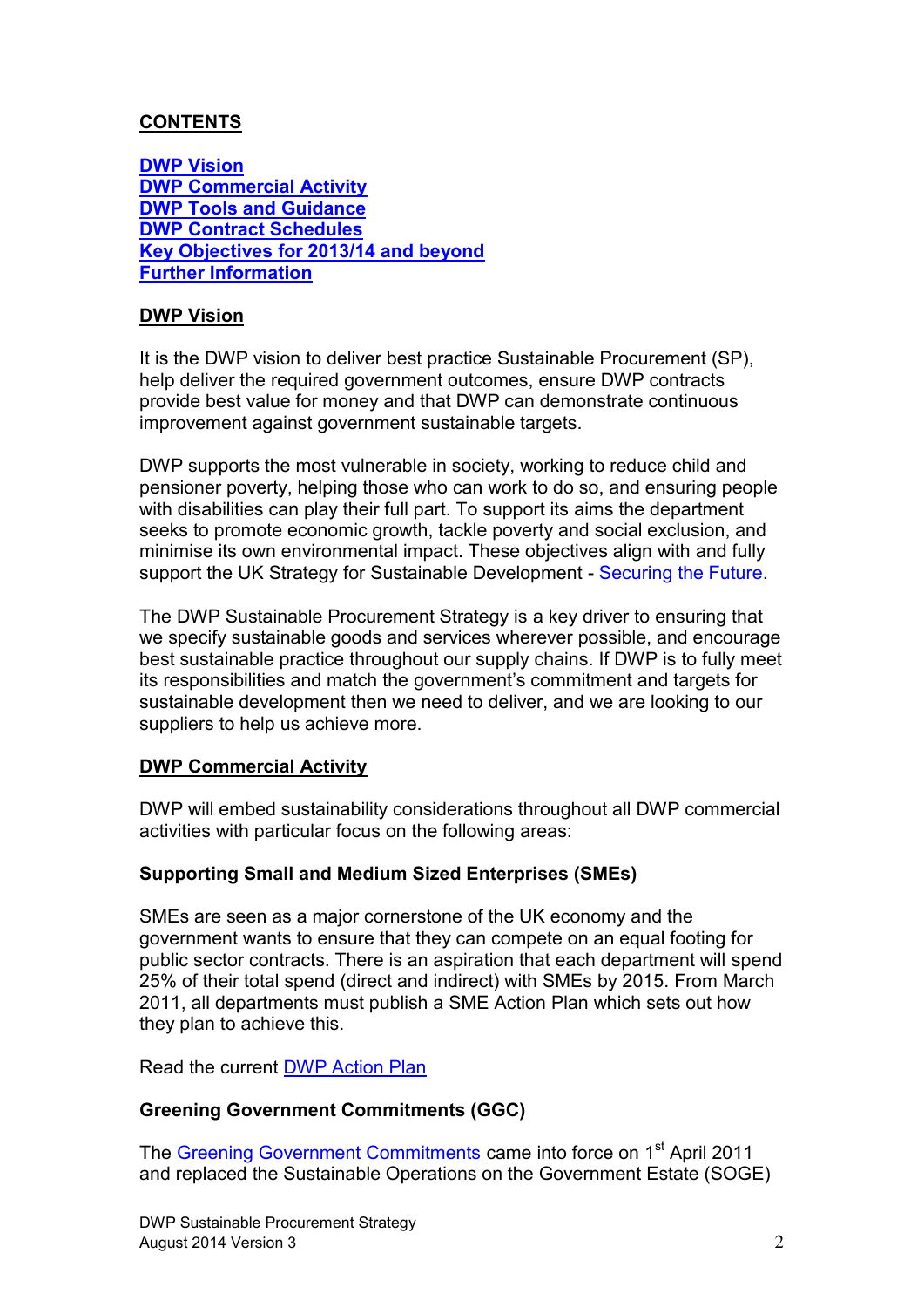## CONTENTS

[DWP Vision](#)
[DWP Commercial Activity](#)
[DWP Tools and Guidance](#)
[DWP Contract Schedules](#)
[Key Objectives for 2013/14 and beyond](#)
[Further Information](#)

## DWP Vision

It is the DWP vision to deliver best practice Sustainable Procurement (SP), help deliver the required government outcomes, ensure DWP contracts provide best value for money and that DWP can demonstrate continuous improvement against government sustainable targets.

DWP supports the most vulnerable in society, working to reduce child and pensioner poverty, helping those who can work to do so, and ensuring people with disabilities can play their full part. To support its aims the department seeks to promote economic growth, tackle poverty and social exclusion, and minimise its own environmental impact. These objectives align with and fully support the UK Strategy for Sustainable Development - Securing the Future.

The DWP Sustainable Procurement Strategy is a key driver to ensuring that we specify sustainable goods and services wherever possible, and encourage best sustainable practice throughout our supply chains. If DWP is to fully meet its responsibilities and match the government's commitment and targets for sustainable development then we need to deliver, and we are looking to our suppliers to help us achieve more.

## DWP Commercial Activity

DWP will embed sustainability considerations throughout all DWP commercial activities with particular focus on the following areas:

### Supporting Small and Medium Sized Enterprises (SMEs)

SMEs are seen as a major cornerstone of the UK economy and the government wants to ensure that they can compete on an equal footing for public sector contracts. There is an aspiration that each department will spend 25% of their total spend (direct and indirect) with SMEs by 2015. From March 2011, all departments must publish a SME Action Plan which sets out how they plan to achieve this.

Read the current DWP Action Plan

### Greening Government Commitments (GGC)

The Greening Government Commitments came into force on 1st April 2011 and replaced the Sustainable Operations on the Government Estate (SOGE)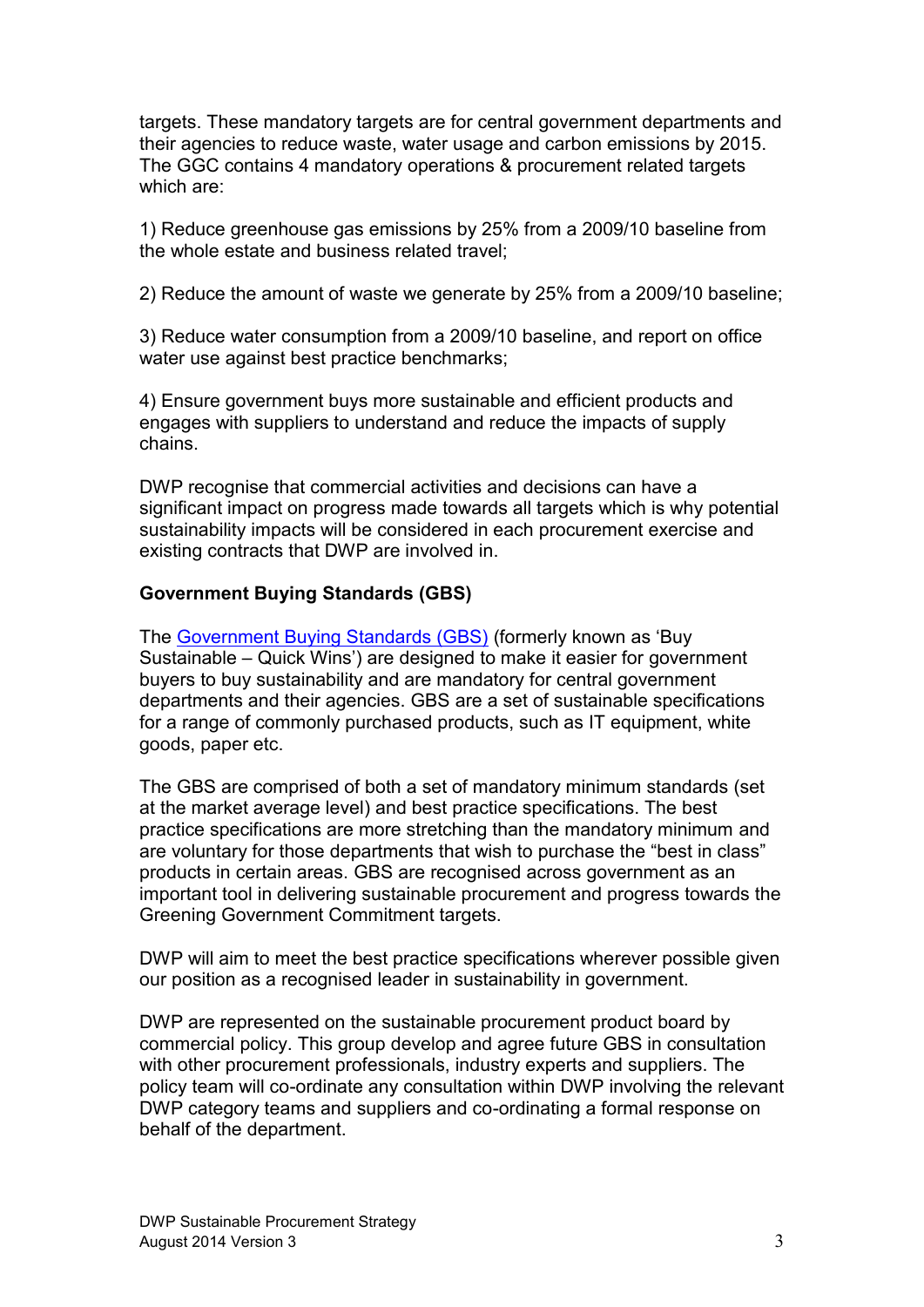targets. These mandatory targets are for central government departments and their agencies to reduce waste, water usage and carbon emissions by 2015. The GGC contains 4 mandatory operations & procurement related targets which are:

1) Reduce greenhouse gas emissions by 25% from a 2009/10 baseline from the whole estate and business related travel;

2) Reduce the amount of waste we generate by 25% from a 2009/10 baseline;

3) Reduce water consumption from a 2009/10 baseline, and report on office water use against best practice benchmarks;

4) Ensure government buys more sustainable and efficient products and engages with suppliers to understand and reduce the impacts of supply chains.

DWP recognise that commercial activities and decisions can have a significant impact on progress made towards all targets which is why potential sustainability impacts will be considered in each procurement exercise and existing contracts that DWP are involved in.

**Government Buying Standards (GBS)**

The Government Buying Standards (GBS) (formerly known as 'Buy Sustainable – Quick Wins') are designed to make it easier for government buyers to buy sustainability and are mandatory for central government departments and their agencies. GBS are a set of sustainable specifications for a range of commonly purchased products, such as IT equipment, white goods, paper etc.

The GBS are comprised of both a set of mandatory minimum standards (set at the market average level) and best practice specifications. The best practice specifications are more stretching than the mandatory minimum and are voluntary for those departments that wish to purchase the "best in class" products in certain areas. GBS are recognised across government as an important tool in delivering sustainable procurement and progress towards the Greening Government Commitment targets.

DWP will aim to meet the best practice specifications wherever possible given our position as a recognised leader in sustainability in government.

DWP are represented on the sustainable procurement product board by commercial policy. This group develop and agree future GBS in consultation with other procurement professionals, industry experts and suppliers. The policy team will co-ordinate any consultation within DWP involving the relevant DWP category teams and suppliers and co-ordinating a formal response on behalf of the department.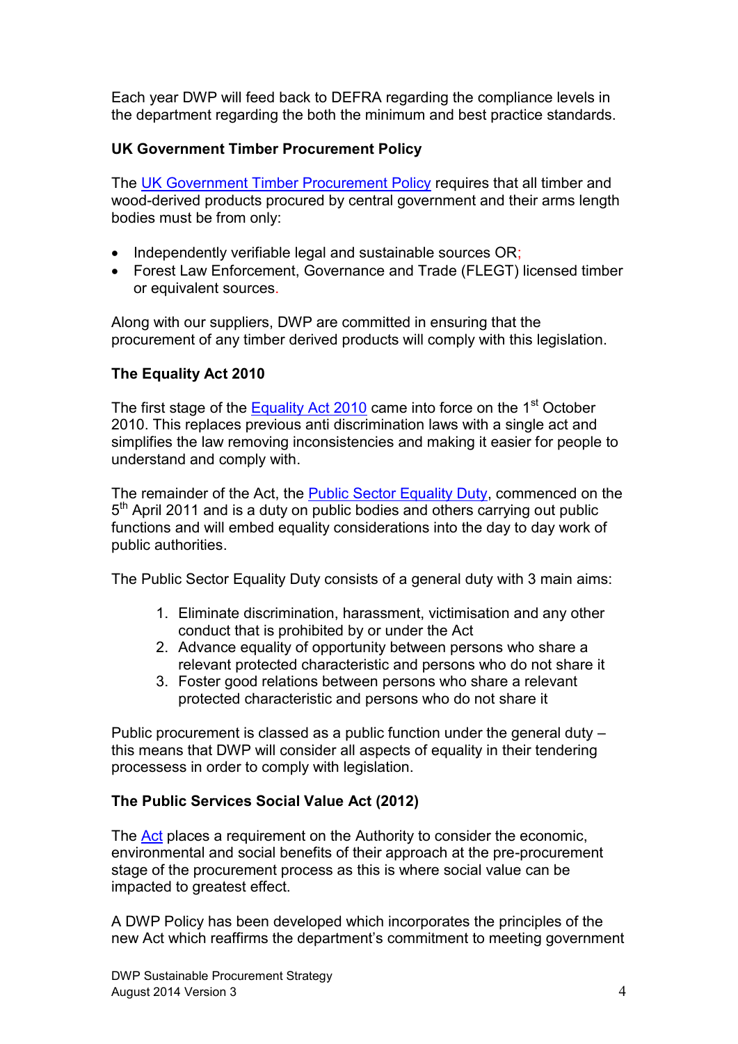Each year DWP will feed back to DEFRA regarding the compliance levels in the department regarding the both the minimum and best practice standards.

**UK Government Timber Procurement Policy**

The UK Government Timber Procurement Policy requires that all timber and wood-derived products procured by central government and their arms length bodies must be from only:

- Independently verifiable legal and sustainable sources OR;
- Forest Law Enforcement, Governance and Trade (FLEGT) licensed timber or equivalent sources.

Along with our suppliers, DWP are committed in ensuring that the procurement of any timber derived products will comply with this legislation.

**The Equality Act 2010**

The first stage of the Equality Act 2010 came into force on the 1st October 2010. This replaces previous anti discrimination laws with a single act and simplifies the law removing inconsistencies and making it easier for people to understand and comply with.

The remainder of the Act, the Public Sector Equality Duty, commenced on the 5th April 2011 and is a duty on public bodies and others carrying out public functions and will embed equality considerations into the day to day work of public authorities.

The Public Sector Equality Duty consists of a general duty with 3 main aims:

1. Eliminate discrimination, harassment, victimisation and any other conduct that is prohibited by or under the Act
2. Advance equality of opportunity between persons who share a relevant protected characteristic and persons who do not share it
3. Foster good relations between persons who share a relevant protected characteristic and persons who do not share it

Public procurement is classed as a public function under the general duty – this means that DWP will consider all aspects of equality in their tendering processess in order to comply with legislation.

**The Public Services Social Value Act (2012)**

The Act places a requirement on the Authority to consider the economic, environmental and social benefits of their approach at the pre-procurement stage of the procurement process as this is where social value can be impacted to greatest effect.

A DWP Policy has been developed which incorporates the principles of the new Act which reaffirms the department's commitment to meeting government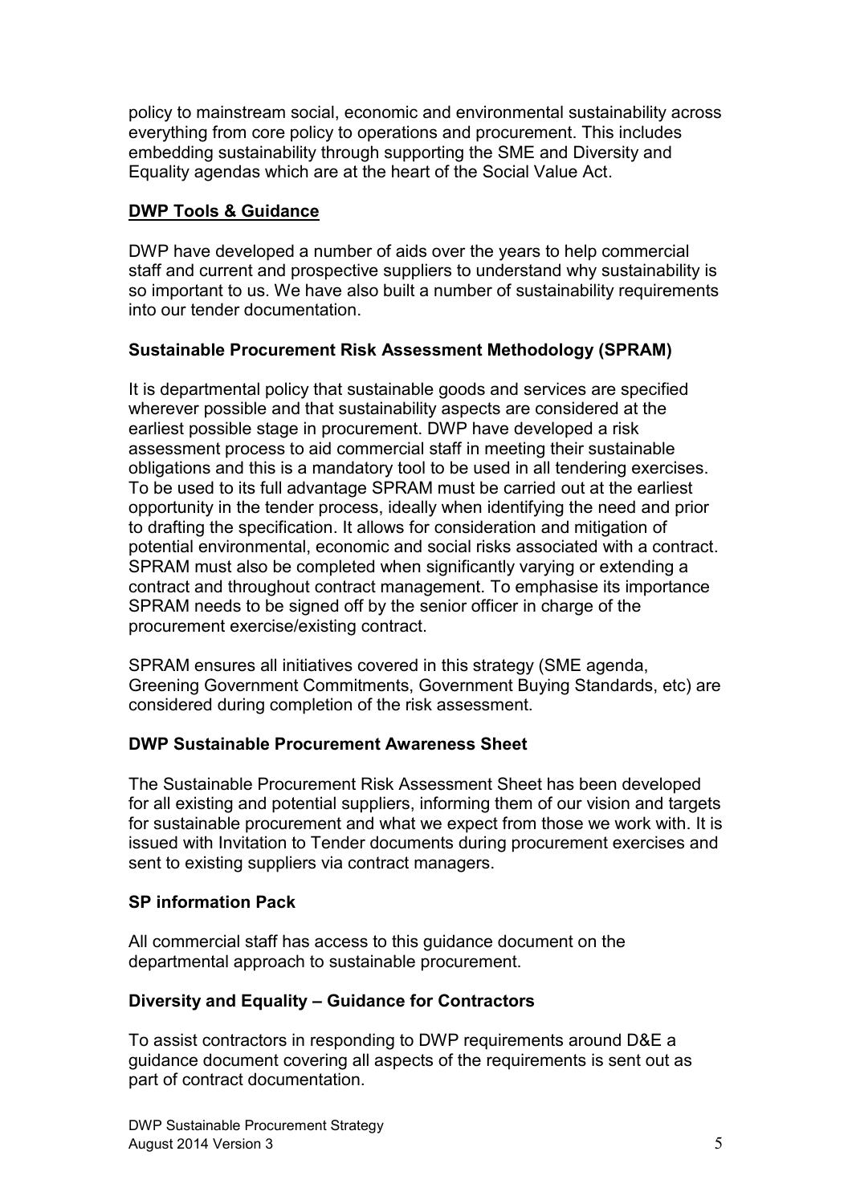policy to mainstream social, economic and environmental sustainability across everything from core policy to operations and procurement. This includes embedding sustainability through supporting the SME and Diversity and Equality agendas which are at the heart of the Social Value Act.

## DWP Tools & Guidance

DWP have developed a number of aids over the years to help commercial staff and current and prospective suppliers to understand why sustainability is so important to us. We have also built a number of sustainability requirements into our tender documentation.

### Sustainable Procurement Risk Assessment Methodology (SPRAM)

It is departmental policy that sustainable goods and services are specified wherever possible and that sustainability aspects are considered at the earliest possible stage in procurement. DWP have developed a risk assessment process to aid commercial staff in meeting their sustainable obligations and this is a mandatory tool to be used in all tendering exercises. To be used to its full advantage SPRAM must be carried out at the earliest opportunity in the tender process, ideally when identifying the need and prior to drafting the specification. It allows for consideration and mitigation of potential environmental, economic and social risks associated with a contract. SPRAM must also be completed when significantly varying or extending a contract and throughout contract management. To emphasise its importance SPRAM needs to be signed off by the senior officer in charge of the procurement exercise/existing contract.

SPRAM ensures all initiatives covered in this strategy (SME agenda, Greening Government Commitments, Government Buying Standards, etc) are considered during completion of the risk assessment.

### DWP Sustainable Procurement Awareness Sheet

The Sustainable Procurement Risk Assessment Sheet has been developed for all existing and potential suppliers, informing them of our vision and targets for sustainable procurement and what we expect from those we work with. It is issued with Invitation to Tender documents during procurement exercises and sent to existing suppliers via contract managers.

### SP information Pack

All commercial staff has access to this guidance document on the departmental approach to sustainable procurement.

### Diversity and Equality – Guidance for Contractors

To assist contractors in responding to DWP requirements around D&E a guidance document covering all aspects of the requirements is sent out as part of contract documentation.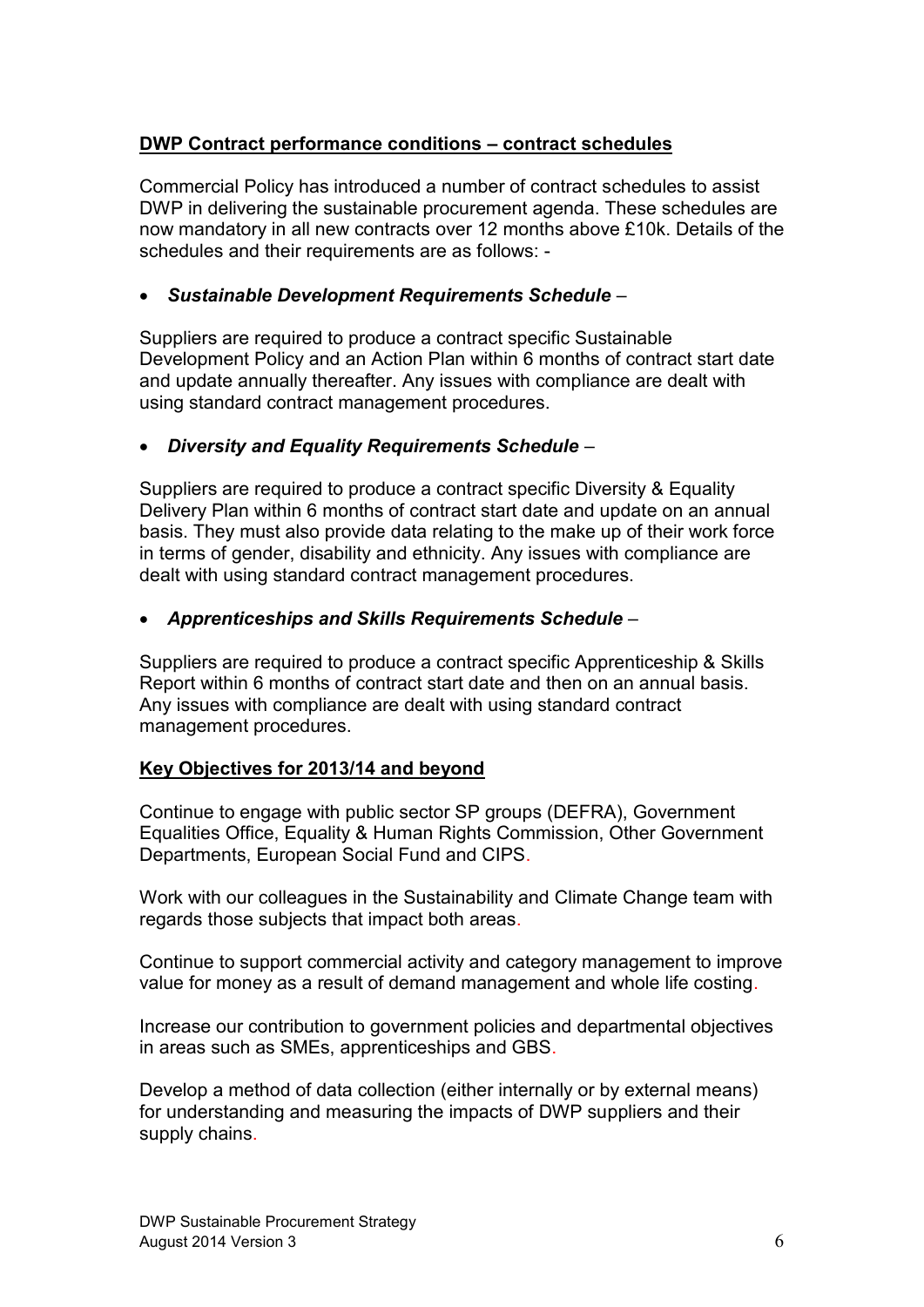**DWP Contract performance conditions – contract schedules**

Commercial Policy has introduced a number of contract schedules to assist DWP in delivering the sustainable procurement agenda. These schedules are now mandatory in all new contracts over 12 months above £10k. Details of the schedules and their requirements are as follows: -

- ***Sustainable Development Requirements Schedule*** –

Suppliers are required to produce a contract specific Sustainable Development Policy and an Action Plan within 6 months of contract start date and update annually thereafter. Any issues with compliance are dealt with using standard contract management procedures.

- ***Diversity and Equality Requirements Schedule*** –

Suppliers are required to produce a contract specific Diversity & Equality Delivery Plan within 6 months of contract start date and update on an annual basis. They must also provide data relating to the make up of their work force in terms of gender, disability and ethnicity. Any issues with compliance are dealt with using standard contract management procedures.

- ***Apprenticeships and Skills Requirements Schedule*** –

Suppliers are required to produce a contract specific Apprenticeship & Skills Report within 6 months of contract start date and then on an annual basis. Any issues with compliance are dealt with using standard contract management procedures.

**Key Objectives for 2013/14 and beyond**

Continue to engage with public sector SP groups (DEFRA), Government Equalities Office, Equality & Human Rights Commission, Other Government Departments, European Social Fund and CIPS.

Work with our colleagues in the Sustainability and Climate Change team with regards those subjects that impact both areas.

Continue to support commercial activity and category management to improve value for money as a result of demand management and whole life costing.

Increase our contribution to government policies and departmental objectives in areas such as SMEs, apprenticeships and GBS.

Develop a method of data collection (either internally or by external means) for understanding and measuring the impacts of DWP suppliers and their supply chains.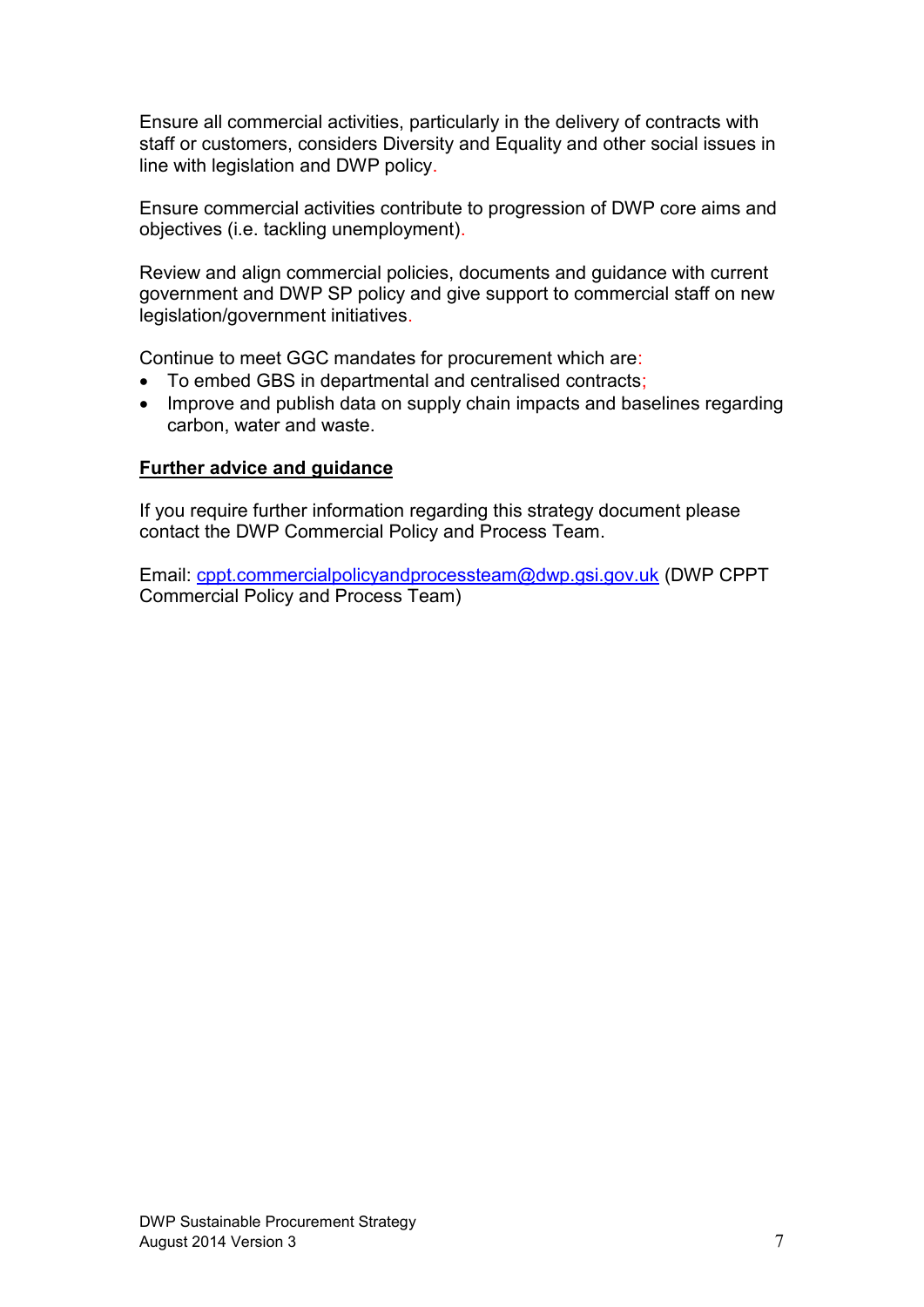Ensure all commercial activities, particularly in the delivery of contracts with staff or customers, considers Diversity and Equality and other social issues in line with legislation and DWP policy.

Ensure commercial activities contribute to progression of DWP core aims and objectives (i.e. tackling unemployment).

Review and align commercial policies, documents and guidance with current government and DWP SP policy and give support to commercial staff on new legislation/government initiatives.

Continue to meet GGC mandates for procurement which are:

- To embed GBS in departmental and centralised contracts;
- Improve and publish data on supply chain impacts and baselines regarding carbon, water and waste.

**Further advice and guidance**

If you require further information regarding this strategy document please contact the DWP Commercial Policy and Process Team.

Email: cppt.commercialpolicyandprocessteam@dwp.gsi.gov.uk (DWP CPPT Commercial Policy and Process Team)